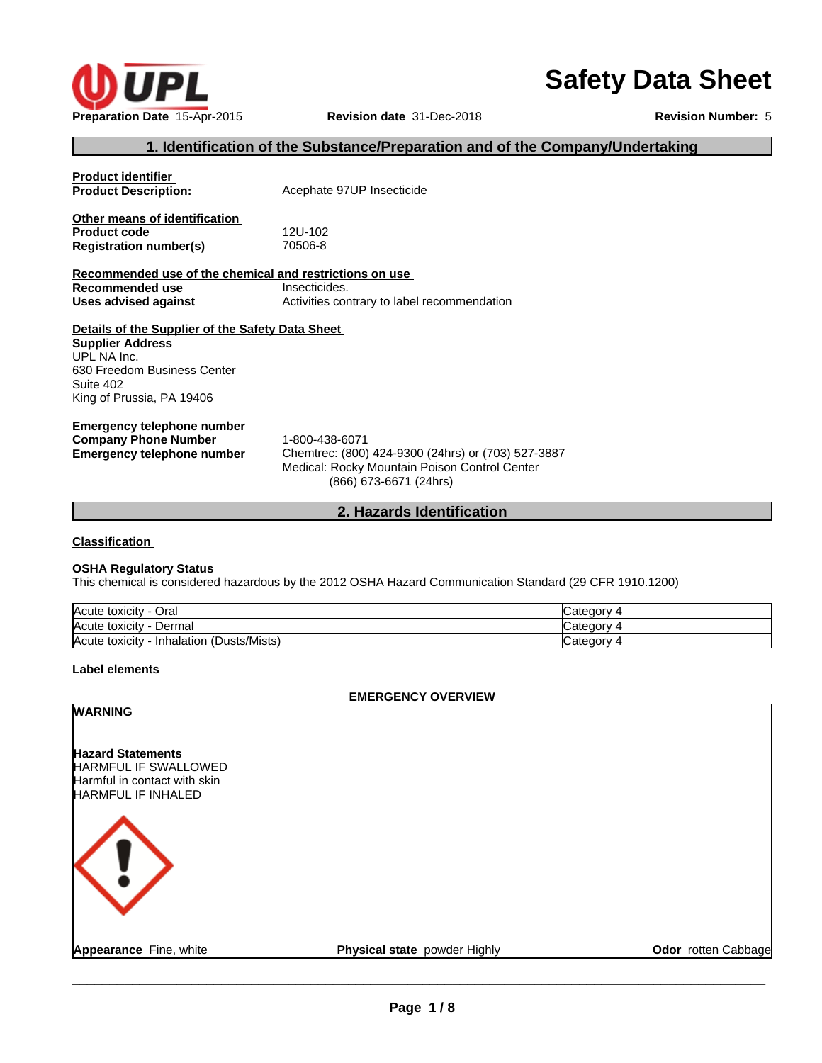# Safety Data Sheet

**Preparation Date** 15-Apr-2015 **Revision date** 31-Dec-2018 **Revision Number:** 5

## 1. Identification of the Substance/Preparation and of the Company/Undertaking

**Product identifier**

**Product Description:** Acephate 97UP Insecticide

**Other means of identification**

**Product code** 12U-102

**Registration number(s)** 70506-8

**Recommended use of the chemical and restrictions on use**

**Recommended use** Insecticides.

**Uses advised against** Activities contrary to label recommendation

**Details of the Supplier of the Safety Data Sheet**

**Supplier Address**
UPL NA Inc.
630 Freedom Business Center
Suite 402
King of Prussia, PA 19406

**Emergency telephone number**

**Company Phone Number** 1-800-438-6071

**Emergency telephone number** Chemtrec: (800) 424-9300 (24hrs) or (703) 527-3887
Medical: Rocky Mountain Poison Control Center
(866) 673-6671 (24hrs)

## 2. Hazards Identification

**Classification**

**OSHA Regulatory Status**
This chemical is considered hazardous by the 2012 OSHA Hazard Communication Standard (29 CFR 1910.1200)

| | |
|---|---|
| Acute toxicity - Oral | Category 4 |
| Acute toxicity - Dermal | Category 4 |
| Acute toxicity - Inhalation (Dusts/Mists) | Category 4 |

**Label elements**

**EMERGENCY OVERVIEW**

**WARNING**

**Hazard Statements**
HARMFUL IF SWALLOWED
Harmful in contact with skin
HARMFUL IF INHALED

**Appearance** Fine, white **Physical state** powder Highly **Odor** rotten Cabbage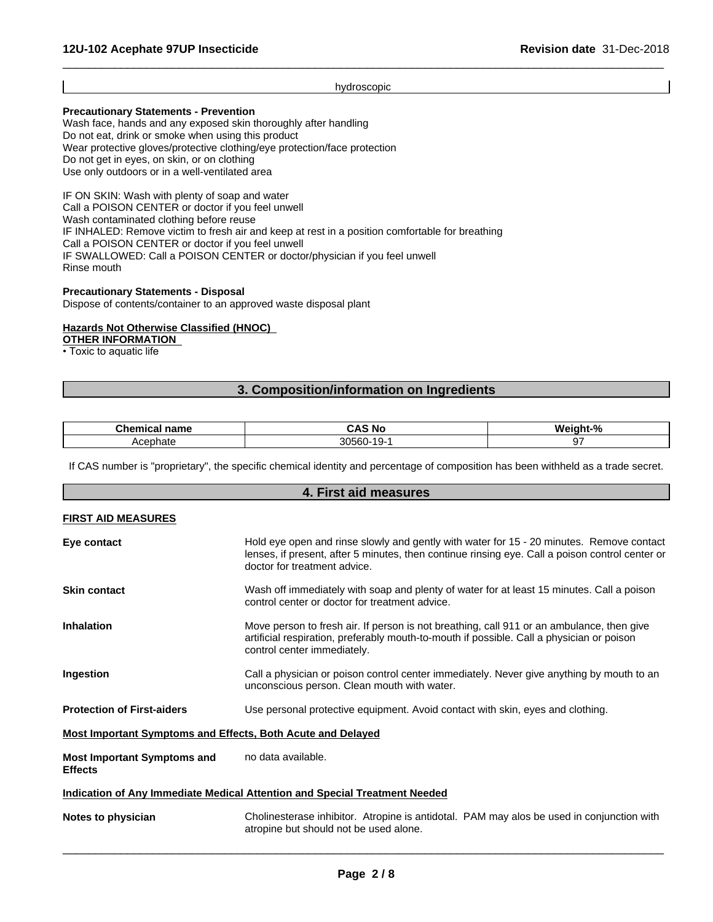hydroscopic

**Precautionary Statements - Prevention**
Wash face, hands and any exposed skin thoroughly after handling
Do not eat, drink or smoke when using this product
Wear protective gloves/protective clothing/eye protection/face protection
Do not get in eyes, on skin, or on clothing
Use only outdoors or in a well-ventilated area

IF ON SKIN: Wash with plenty of soap and water
Call a POISON CENTER or doctor if you feel unwell
Wash contaminated clothing before reuse
IF INHALED: Remove victim to fresh air and keep at rest in a position comfortable for breathing
Call a POISON CENTER or doctor if you feel unwell
IF SWALLOWED: Call a POISON CENTER or doctor/physician if you feel unwell
Rinse mouth

**Precautionary Statements - Disposal**
Dispose of contents/container to an approved waste disposal plant

**Hazards Not Otherwise Classified (HNOC)**
**OTHER INFORMATION**
• Toxic to aquatic life

## 3. Composition/information on Ingredients

| Chemical name | CAS No | Weight-% |
|---|---|---|
| Acephate | 30560-19-1 | 97 |

If CAS number is "proprietary", the specific chemical identity and percentage of composition has been withheld as a trade secret.

## 4. First aid measures

**FIRST AID MEASURES**

**Eye contact** Hold eye open and rinse slowly and gently with water for 15 - 20 minutes. Remove contact lenses, if present, after 5 minutes, then continue rinsing eye. Call a poison control center or doctor for treatment advice.

**Skin contact** Wash off immediately with soap and plenty of water for at least 15 minutes. Call a poison control center or doctor for treatment advice.

**Inhalation** Move person to fresh air. If person is not breathing, call 911 or an ambulance, then give artificial respiration, preferably mouth-to-mouth if possible. Call a physician or poison control center immediately.

**Ingestion** Call a physician or poison control center immediately. Never give anything by mouth to an unconscious person. Clean mouth with water.

**Protection of First-aiders** Use personal protective equipment. Avoid contact with skin, eyes and clothing.

**Most Important Symptoms and Effects, Both Acute and Delayed**

**Most Important Symptoms and Effects** no data available.

**Indication of Any Immediate Medical Attention and Special Treatment Needed**

**Notes to physician** Cholinesterase inhibitor. Atropine is antidotal. PAM may alos be used in conjunction with atropine but should not be used alone.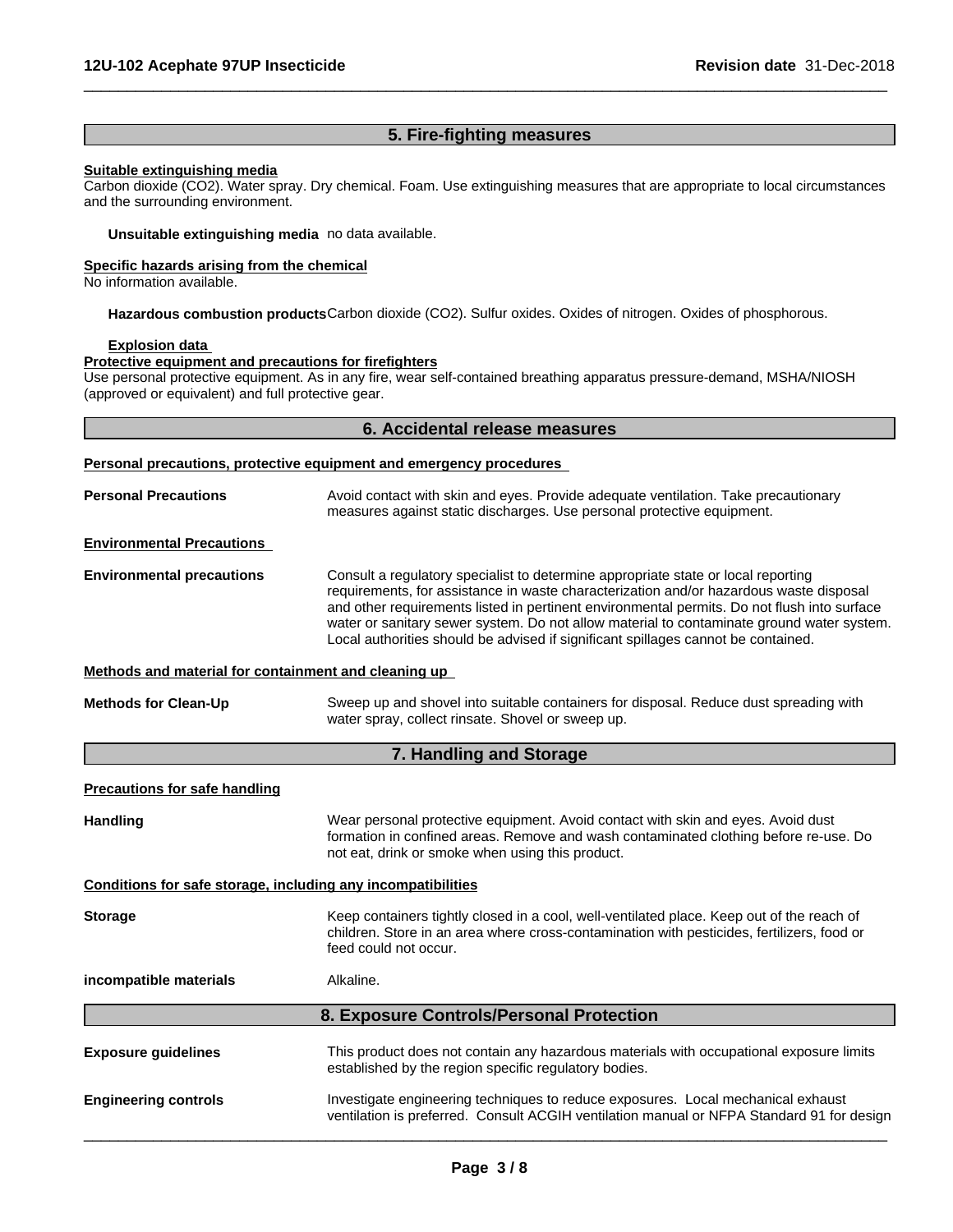## 5. Fire-fighting measures

**Suitable extinguishing media**
Carbon dioxide ($CO_2$). Water spray. Dry chemical. Foam. Use extinguishing measures that are appropriate to local circumstances and the surrounding environment.

**Unsuitable extinguishing media** no data available.

**Specific hazards arising from the chemical**
No information available.

**Hazardous combustion products** Carbon dioxide ($CO_2$). Sulfur oxides. Oxides of nitrogen. Oxides of phosphorous.

**Explosion data**

**Protective equipment and precautions for firefighters**
Use personal protective equipment. As in any fire, wear self-contained breathing apparatus pressure-demand, MSHA/NIOSH (approved or equivalent) and full protective gear.

## 6. Accidental release measures

**Personal precautions, protective equipment and emergency procedures**

**Personal Precautions** Avoid contact with skin and eyes. Provide adequate ventilation. Take precautionary measures against static discharges. Use personal protective equipment.

**Environmental Precautions**

**Environmental precautions** Consult a regulatory specialist to determine appropriate state or local reporting requirements, for assistance in waste characterization and/or hazardous waste disposal and other requirements listed in pertinent environmental permits. Do not flush into surface water or sanitary sewer system. Do not allow material to contaminate ground water system. Local authorities should be advised if significant spillages cannot be contained.

**Methods and material for containment and cleaning up**

**Methods for Clean-Up** Sweep up and shovel into suitable containers for disposal. Reduce dust spreading with water spray, collect rinsate. Shovel or sweep up.

## 7. Handling and Storage

**Precautions for safe handling**

**Handling** Wear personal protective equipment. Avoid contact with skin and eyes. Avoid dust formation in confined areas. Remove and wash contaminated clothing before re-use. Do not eat, drink or smoke when using this product.

**Conditions for safe storage, including any incompatibilities**

**Storage** Keep containers tightly closed in a cool, well-ventilated place. Keep out of the reach of children. Store in an area where cross-contamination with pesticides, fertilizers, food or feed could not occur.

**incompatible materials** Alkaline.

## 8. Exposure Controls/Personal Protection

**Exposure guidelines** This product does not contain any hazardous materials with occupational exposure limits established by the region specific regulatory bodies.

**Engineering controls** Investigate engineering techniques to reduce exposures. Local mechanical exhaust ventilation is preferred. Consult ACGIH ventilation manual or NFPA Standard 91 for design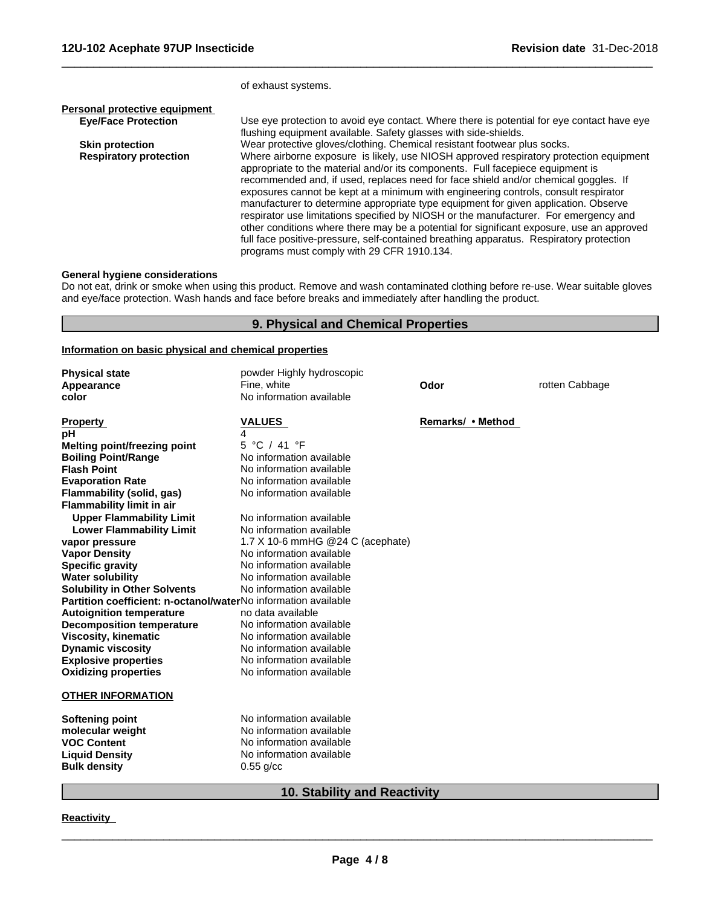of exhaust systems.

**Personal protective equipment**

**Eye/Face Protection**: Use eye protection to avoid eye contact. Where there is potential for eye contact have eye flushing equipment available. Safety glasses with side-shields.

**Skin protection**: Wear protective gloves/clothing. Chemical resistant footwear plus socks.

**Respiratory protection**: Where airborne exposure is likely, use NIOSH approved respiratory protection equipment appropriate to the material and/or its components. Full facepiece equipment is recommended and, if used, replaces need for face shield and/or chemical goggles. If exposures cannot be kept at a minimum with engineering controls, consult respirator manufacturer to determine appropriate type equipment for given application. Observe respirator use limitations specified by NIOSH or the manufacturer. For emergency and other conditions where there may be a potential for significant exposure, use an approved full face positive-pressure, self-contained breathing apparatus. Respiratory protection programs must comply with 29 CFR 1910.134.

**General hygiene considerations**

Do not eat, drink or smoke when using this product. Remove and wash contaminated clothing before re-use. Wear suitable gloves and eye/face protection. Wash hands and face before breaks and immediately after handling the product.

## 9. Physical and Chemical Properties

**Information on basic physical and chemical properties**

| | | | |
|---|---|---|---|
| **Physical state** | powder Highly hydroscopic | | |
| **Appearance** | Fine, white | **Odor** | rotten Cabbage |
| **color** | No information available | | |

| **Property** | **VALUES** | **Remarks/ • Method** |
|---|---|---|
| **pH** | 4 | |
| **Melting point/freezing point** | 5 °C / 41 °F | |
| **Boiling Point/Range** | No information available | |
| **Flash Point** | No information available | |
| **Evaporation Rate** | No information available | |
| **Flammability (solid, gas)** | No information available | |
| **Flammability limit in air** | | |
| **Upper Flammability Limit** | No information available | |
| **Lower Flammability Limit** | No information available | |
| **vapor pressure** | 1.7 X 10-6 mmHG @24 C (acephate) | |
| **Vapor Density** | No information available | |
| **Specific gravity** | No information available | |
| **Water solubility** | No information available | |
| **Solubility in Other Solvents** | No information available | |
| **Partition coefficient: n-octanol/water** | No information available | |
| **Autoignition temperature** | no data available | |
| **Decomposition temperature** | No information available | |
| **Viscosity, kinematic** | No information available | |
| **Dynamic viscosity** | No information available | |
| **Explosive properties** | No information available | |
| **Oxidizing properties** | No information available | |

**OTHER INFORMATION**

| | |
|---|---|
| **Softening point** | No information available |
| **molecular weight** | No information available |
| **VOC Content** | No information available |
| **Liquid Density** | No information available |
| **Bulk density** | 0.55 g/cc |

## 10. Stability and Reactivity

**Reactivity**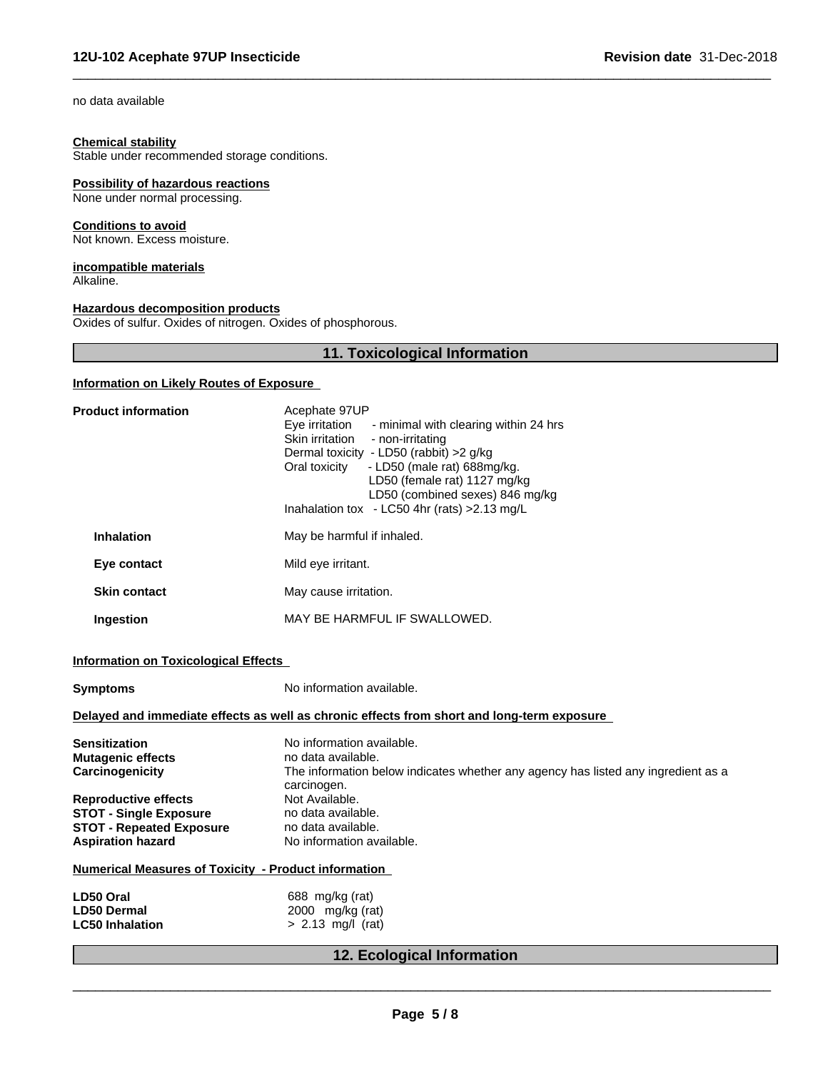no data available

**Chemical stability**
Stable under recommended storage conditions.

**Possibility of hazardous reactions**
None under normal processing.

**Conditions to avoid**
Not known. Excess moisture.

**incompatible materials**
Alkaline.

**Hazardous decomposition products**
Oxides of sulfur. Oxides of nitrogen. Oxides of phosphorous.

## 11. Toxicological Information

**Information on Likely Routes of Exposure**

**Product information**

Acephate 97UP
Eye irritation - minimal with clearing within 24 hrs
Skin irritation - non-irritating
Dermal toxicity - LD50 (rabbit) >2 g/kg
Oral toxicity - LD50 (male rat) 688mg/kg.
LD50 (female rat) 1127 mg/kg
LD50 (combined sexes) 846 mg/kg
Inahalation tox - LC50 4hr (rats) >2.13 mg/L

| | |
|---|---|
| **Inhalation** | May be harmful if inhaled. |
| **Eye contact** | Mild eye irritant. |
| **Skin contact** | May cause irritation. |
| **Ingestion** | MAY BE HARMFUL IF SWALLOWED. |

**Information on Toxicological Effects**

**Symptoms** No information available.

**Delayed and immediate effects as well as chronic effects from short and long-term exposure**

| | |
|---|---|
| **Sensitization** | No information available. |
| **Mutagenic effects** | no data available. |
| **Carcinogenicity** | The information below indicates whether any agency has listed any ingredient as a carcinogen. |
| **Reproductive effects** | Not Available. |
| **STOT - Single Exposure** | no data available. |
| **STOT - Repeated Exposure** | no data available. |
| **Aspiration hazard** | No information available. |

**Numerical Measures of Toxicity - Product information**

| | |
|---|---|
| **LD50 Oral** | 688 mg/kg (rat) |
| **LD50 Dermal** | 2000 mg/kg (rat) |
| **LC50 Inhalation** | > 2.13 mg/l (rat) |

## 12. Ecological Information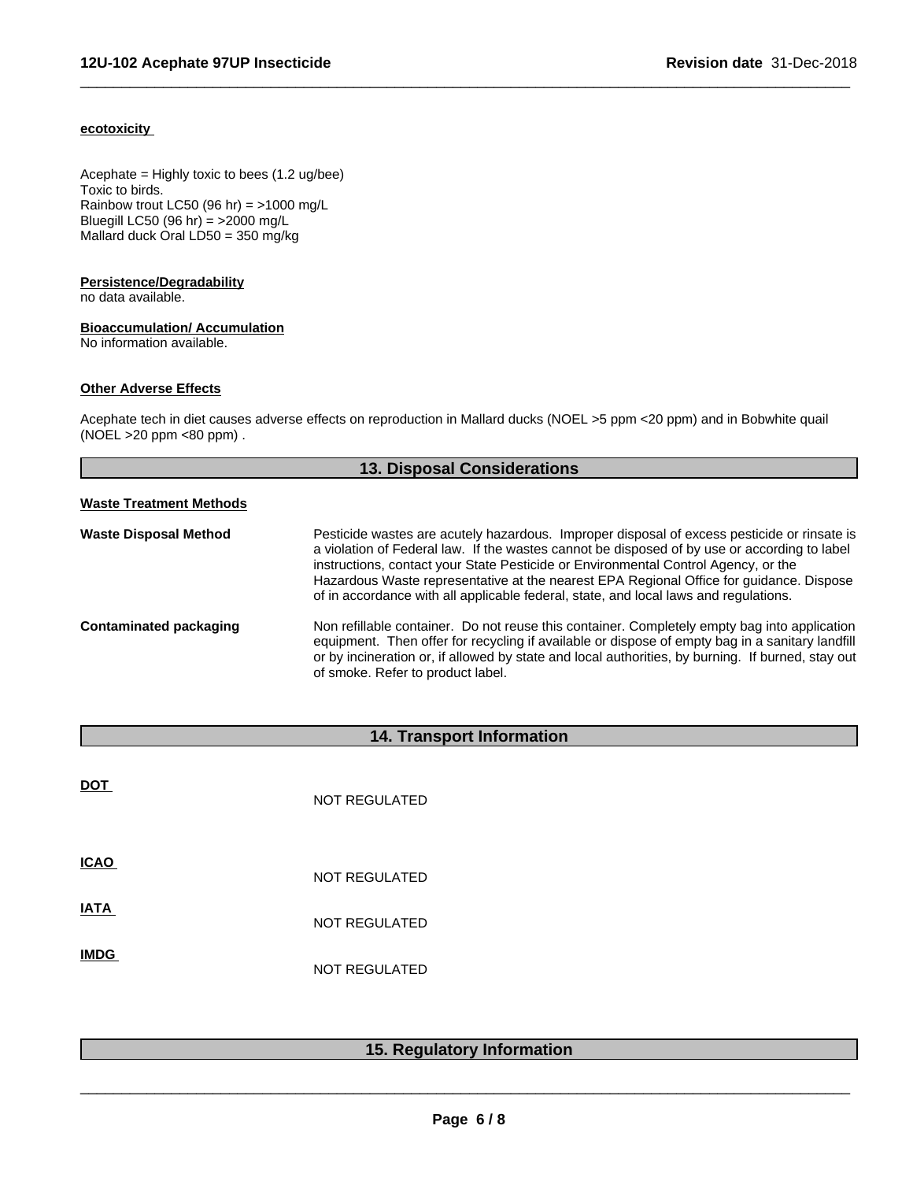**ecotoxicity**

Acephate = Highly toxic to bees (1.2 ug/bee)
Toxic to birds.
Rainbow trout LC50 (96 hr) = >1000 mg/L
Bluegill LC50 (96 hr) = >2000 mg/L
Mallard duck Oral LD50 = 350 mg/kg

**Persistence/Degradability**
no data available.

**Bioaccumulation/ Accumulation**
No information available.

**Other Adverse Effects**

Acephate tech in diet causes adverse effects on reproduction in Mallard ducks (NOEL >5 ppm <20 ppm) and in Bobwhite quail (NOEL >20 ppm <80 ppm) .

## 13. Disposal Considerations

**Waste Treatment Methods**

**Waste Disposal Method** — Pesticide wastes are acutely hazardous. Improper disposal of excess pesticide or rinsate is a violation of Federal law. If the wastes cannot be disposed of by use or according to label instructions, contact your State Pesticide or Environmental Control Agency, or the Hazardous Waste representative at the nearest EPA Regional Office for guidance. Dispose of in accordance with all applicable federal, state, and local laws and regulations.

**Contaminated packaging** — Non refillable container. Do not reuse this container. Completely empty bag into application equipment. Then offer for recycling if available or dispose of empty bag in a sanitary landfill or by incineration or, if allowed by state and local authorities, by burning. If burned, stay out of smoke. Refer to product label.

## 14. Transport Information

**DOT** — NOT REGULATED

**ICAO** — NOT REGULATED

**IATA** — NOT REGULATED

**IMDG** — NOT REGULATED

## 15. Regulatory Information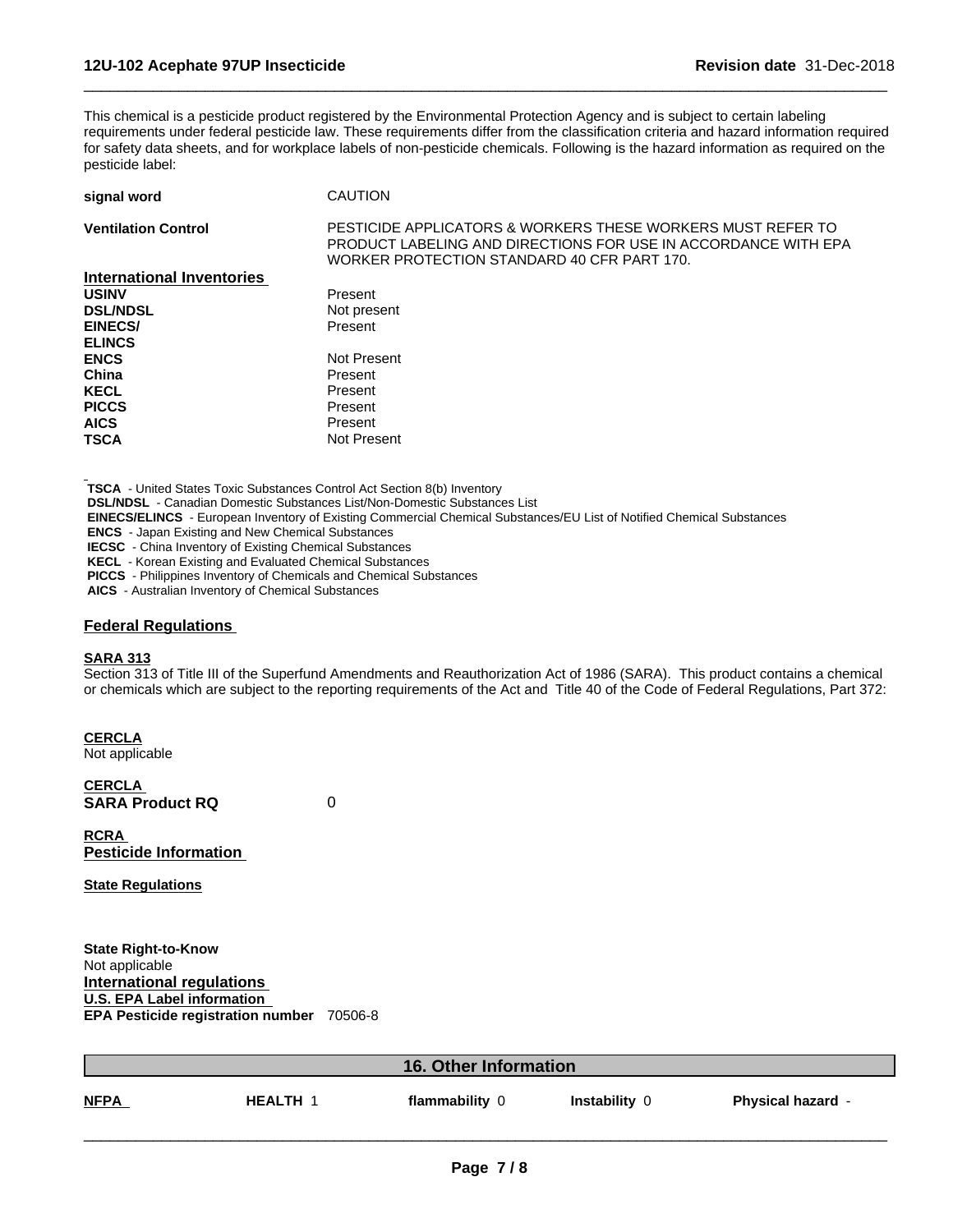This chemical is a pesticide product registered by the Environmental Protection Agency and is subject to certain labeling requirements under federal pesticide law. These requirements differ from the classification criteria and hazard information required for safety data sheets, and for workplace labels of non-pesticide chemicals. Following is the hazard information as required on the pesticide label:

| | |
|---|---|
| **signal word** | CAUTION |
| **Ventilation Control** | PESTICIDE APPLICATORS & WORKERS THESE WORKERS MUST REFER TO PRODUCT LABELING AND DIRECTIONS FOR USE IN ACCORDANCE WITH EPA WORKER PROTECTION STANDARD 40 CFR PART 170. |

**International Inventories**

| | |
|---|---|
| **USINV** | Present |
| **DSL/NDSL** | Not present |
| **EINECS/ ELINCS** | Present |
| **ENCS** | Not Present |
| **China** | Present |
| **KECL** | Present |
| **PICCS** | Present |
| **AICS** | Present |
| **TSCA** | Not Present |

**TSCA** - United States Toxic Substances Control Act Section 8(b) Inventory
**DSL/NDSL** - Canadian Domestic Substances List/Non-Domestic Substances List
**EINECS/ELINCS** - European Inventory of Existing Commercial Chemical Substances/EU List of Notified Chemical Substances
**ENCS** - Japan Existing and New Chemical Substances
**IECSC** - China Inventory of Existing Chemical Substances
**KECL** - Korean Existing and Evaluated Chemical Substances
**PICCS** - Philippines Inventory of Chemicals and Chemical Substances
**AICS** - Australian Inventory of Chemical Substances

## Federal Regulations

**SARA 313**
Section 313 of Title III of the Superfund Amendments and Reauthorization Act of 1986 (SARA). This product contains a chemical or chemicals which are subject to the reporting requirements of the Act and Title 40 of the Code of Federal Regulations, Part 372:

**CERCLA**
Not applicable

**CERCLA**
**SARA Product RQ** 0

**RCRA**
**Pesticide Information**

**State Regulations**

**State Right-to-Know**
Not applicable

**International regulations**

**U.S. EPA Label information**

**EPA Pesticide registration number** 70506-8

## 16. Other Information

| **NFPA** | **HEALTH** 1 | **flammability** 0 | **Instability** 0 | **Physical hazard** - |
|---|---|---|---|---|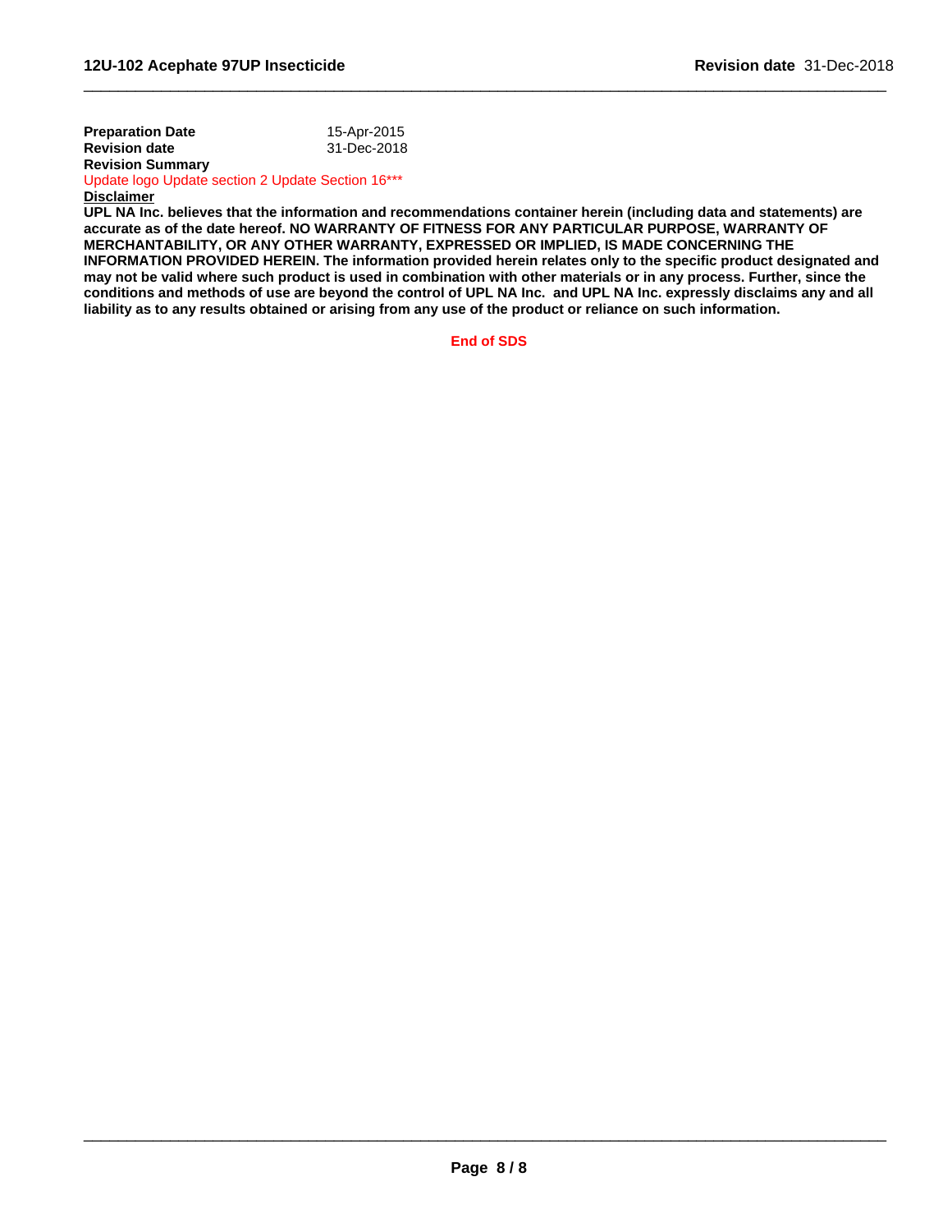**Preparation Date** 15-Apr-2015

**Revision date** 31-Dec-2018

**Revision Summary**

Update logo Update section 2 Update Section 16***

**Disclaimer**

**UPL NA Inc. believes that the information and recommendations container herein (including data and statements) are accurate as of the date hereof. NO WARRANTY OF FITNESS FOR ANY PARTICULAR PURPOSE, WARRANTY OF MERCHANTABILITY, OR ANY OTHER WARRANTY, EXPRESSED OR IMPLIED, IS MADE CONCERNING THE INFORMATION PROVIDED HEREIN. The information provided herein relates only to the specific product designated and may not be valid where such product is used in combination with other materials or in any process. Further, since the conditions and methods of use are beyond the control of UPL NA Inc. and UPL NA Inc. expressly disclaims any and all liability as to any results obtained or arising from any use of the product or reliance on such information.**

**End of SDS**